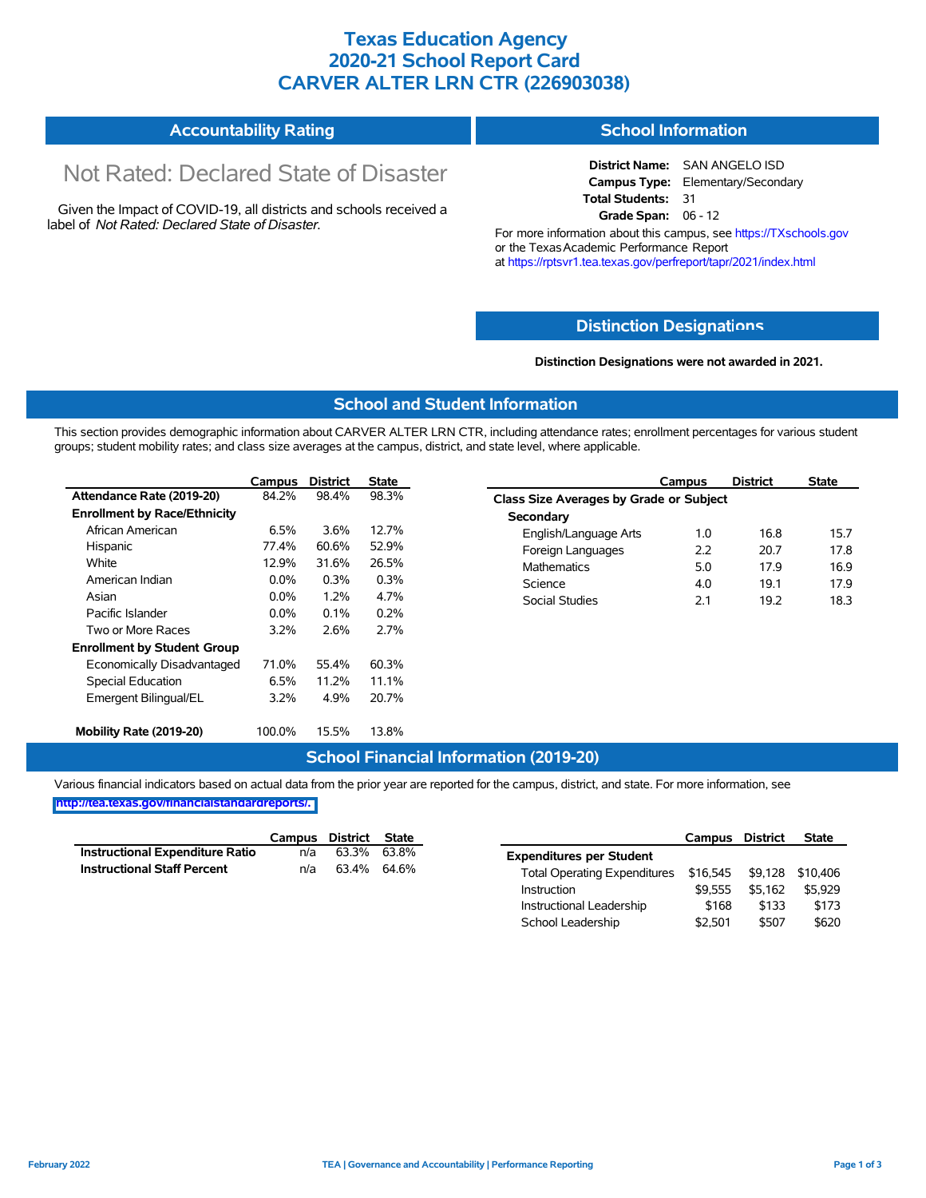# Texas Education Agency
# 2020-21 School Report Card
# CARVER ALTER LRN CTR (226903038)

## Accountability Rating

Not Rated: Declared State of Disaster

Given the Impact of COVID-19, all districts and schools received a label of *Not Rated: Declared State of Disaster*.

## School Information

**District Name:** SAN ANGELO ISD
**Campus Type:** Elementary/Secondary
**Total Students:** 31
**Grade Span:** 06 - 12

For more information about this campus, see https://TXschools.gov or the Texas Academic Performance Report at https://rptsvr1.tea.texas.gov/perfreport/tapr/2021/index.html

## Distinction Designations

**Distinction Designations were not awarded in 2021.**

## School and Student Information

This section provides demographic information about CARVER ALTER LRN CTR, including attendance rates; enrollment percentages for various student groups; student mobility rates; and class size averages at the campus, district, and state level, where applicable.

| | Campus | District | State |
|---|---|---|---|
| **Attendance Rate (2019-20)** | 84.2% | 98.4% | 98.3% |
| **Enrollment by Race/Ethnicity** | | | |
| African American | 6.5% | 3.6% | 12.7% |
| Hispanic | 77.4% | 60.6% | 52.9% |
| White | 12.9% | 31.6% | 26.5% |
| American Indian | 0.0% | 0.3% | 0.3% |
| Asian | 0.0% | 1.2% | 4.7% |
| Pacific Islander | 0.0% | 0.1% | 0.2% |
| Two or More Races | 3.2% | 2.6% | 2.7% |
| **Enrollment by Student Group** | | | |
| Economically Disadvantaged | 71.0% | 55.4% | 60.3% |
| Special Education | 6.5% | 11.2% | 11.1% |
| Emergent Bilingual/EL | 3.2% | 4.9% | 20.7% |
| **Mobility Rate (2019-20)** | 100.0% | 15.5% | 13.8% |

| | Campus | District | State |
|---|---|---|---|
| **Class Size Averages by Grade or Subject** | | | |
| **Secondary** | | | |
| English/Language Arts | 1.0 | 16.8 | 15.7 |
| Foreign Languages | 2.2 | 20.7 | 17.8 |
| Mathematics | 5.0 | 17.9 | 16.9 |
| Science | 4.0 | 19.1 | 17.9 |
| Social Studies | 2.1 | 19.2 | 18.3 |

## School Financial Information (2019-20)

Various financial indicators based on actual data from the prior year are reported for the campus, district, and state. For more information, see http://tea.texas.gov/financialstandardreports/.

| | Campus | District | State |
|---|---|---|---|
| **Instructional Expenditure Ratio** | n/a | 63.3% | 63.8% |
| **Instructional Staff Percent** | n/a | 63.4% | 64.6% |

| | Campus | District | State |
|---|---|---|---|
| **Expenditures per Student** | | | |
| Total Operating Expenditures | $16,545 | $9,128 | $10,406 |
| Instruction | $9,555 | $5,162 | $5,929 |
| Instructional Leadership | $168 | $133 | $173 |
| School Leadership | $2,501 | $507 | $620 |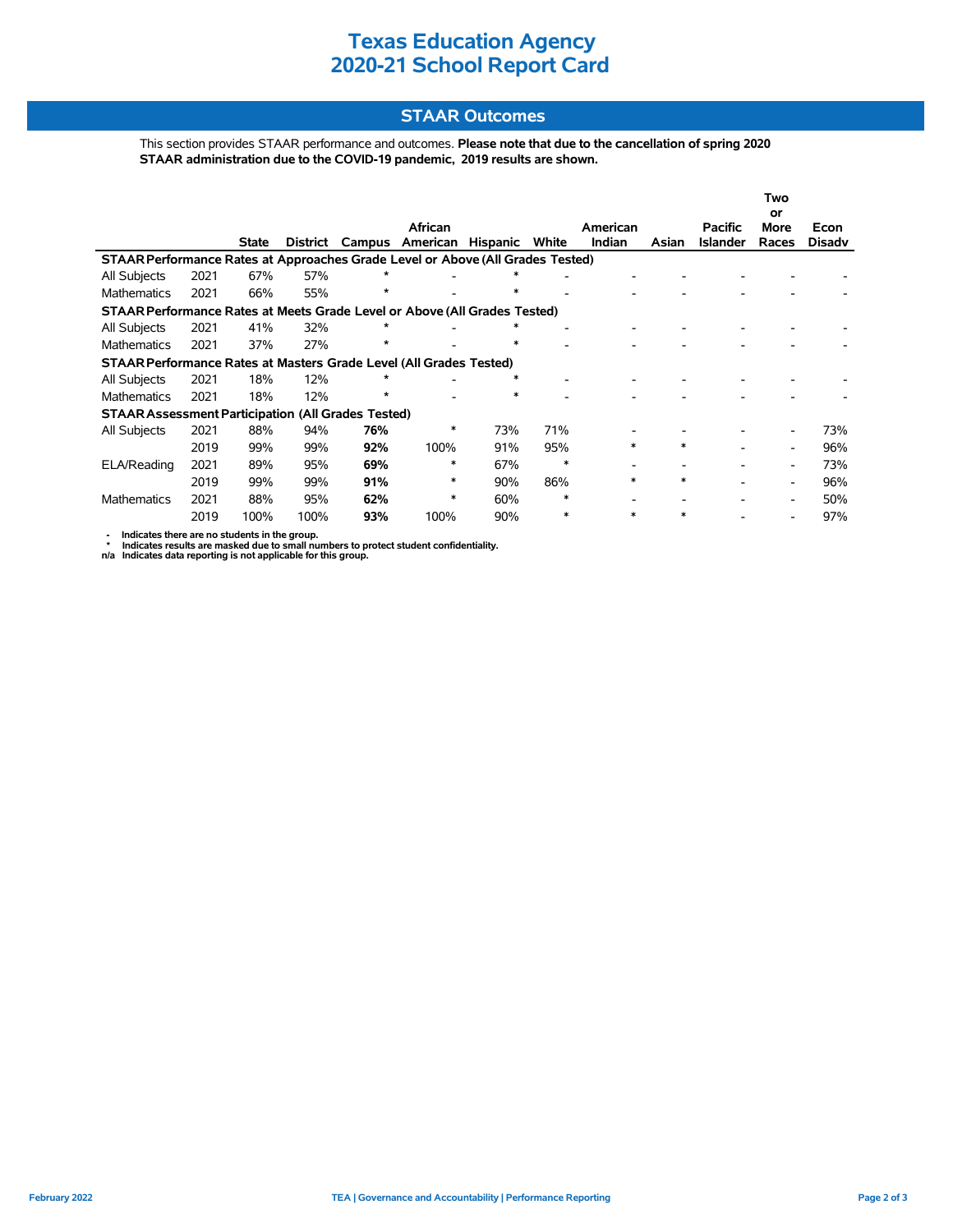# Texas Education Agency
# 2020-21 School Report Card

## STAAR Outcomes

This section provides STAAR performance and outcomes. **Please note that due to the cancellation of spring 2020 STAAR administration due to the COVID-19 pandemic, 2019 results are shown.**

| | | State | District | Campus | African American | Hispanic | White | American Indian | Asian | Pacific Islander | Two or More Races | Econ Disadv |
|---|---|---|---|---|---|---|---|---|---|---|---|---|
| **STAAR Performance Rates at Approaches Grade Level or Above (All Grades Tested)** | | | | | | | | | | | | |
| All Subjects | 2021 | 67% | 57% | * | - | * | - | - | - | - | - | - |
| Mathematics | 2021 | 66% | 55% | * | - | * | - | - | - | - | - | - |
| **STAAR Performance Rates at Meets Grade Level or Above (All Grades Tested)** | | | | | | | | | | | | |
| All Subjects | 2021 | 41% | 32% | * | - | * | - | - | - | - | - | - |
| Mathematics | 2021 | 37% | 27% | * | - | * | - | - | - | - | - | - |
| **STAAR Performance Rates at Masters Grade Level (All Grades Tested)** | | | | | | | | | | | | |
| All Subjects | 2021 | 18% | 12% | * | - | * | - | - | - | - | - | - |
| Mathematics | 2021 | 18% | 12% | * | - | * | - | - | - | - | - | - |
| **STAAR Assessment Participation (All Grades Tested)** | | | | | | | | | | | | |
| All Subjects | 2021 | 88% | 94% | **76%** | * | 73% | 71% | - | - | - | - | 73% |
| | 2019 | 99% | 99% | **92%** | 100% | 91% | 95% | * | * | - | - | 96% |
| ELA/Reading | 2021 | 89% | 95% | **69%** | * | 67% | * | - | - | - | - | 73% |
| | 2019 | 99% | 99% | **91%** | * | 90% | 86% | * | * | - | - | 96% |
| Mathematics | 2021 | 88% | 95% | **62%** | * | 60% | * | - | - | - | - | 50% |
| | 2019 | 100% | 100% | **93%** | 100% | 90% | * | * | * | - | - | 97% |

**-** Indicates there are no students in the group.
**\*** Indicates results are masked due to small numbers to protect student confidentiality.
**n/a** Indicates data reporting is not applicable for this group.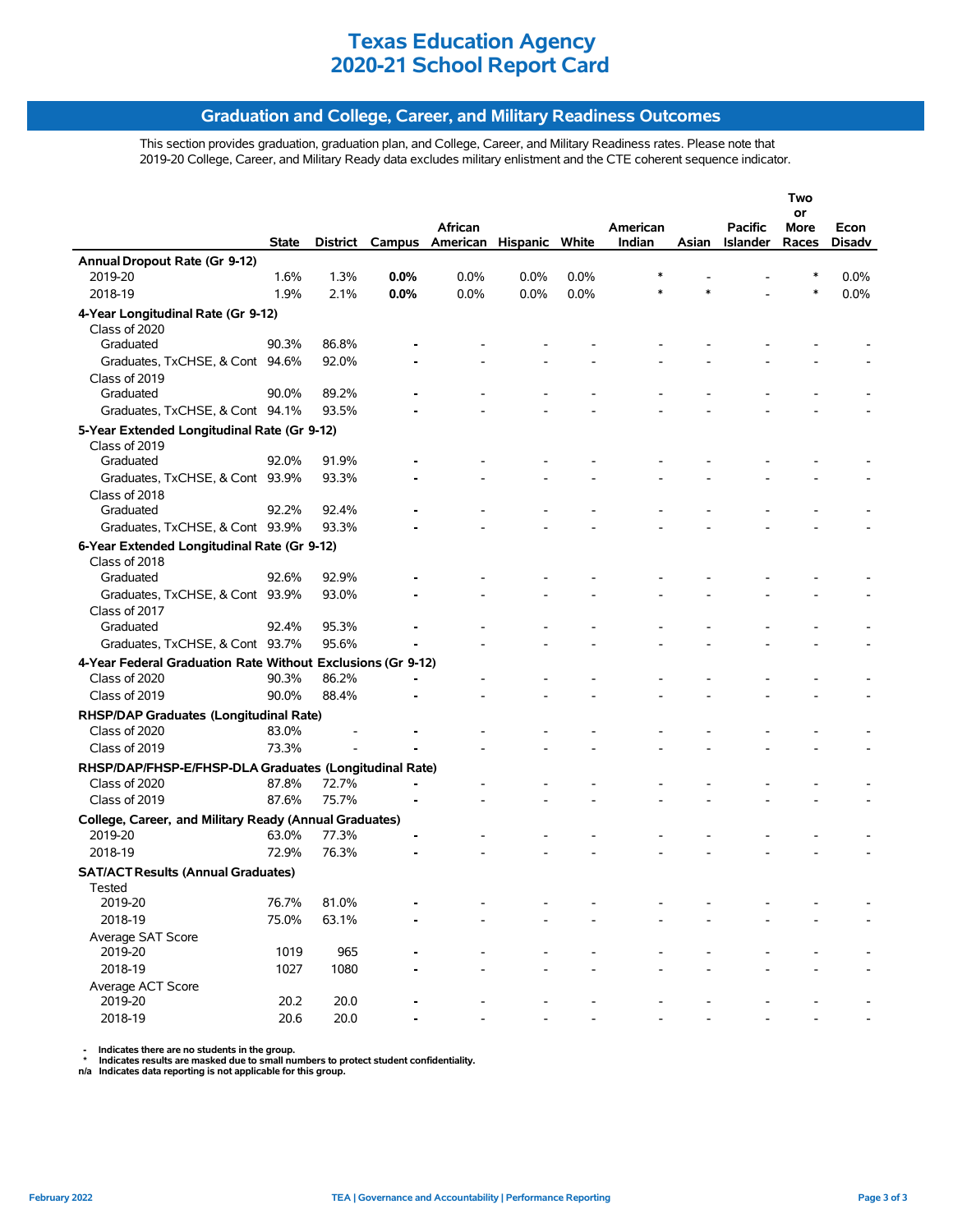# Texas Education Agency
# 2020-21 School Report Card

## Graduation and College, Career, and Military Readiness Outcomes

This section provides graduation, graduation plan, and College, Career, and Military Readiness rates. Please note that 2019-20 College, Career, and Military Ready data excludes military enlistment and the CTE coherent sequence indicator.

| | State | District | Campus | African American | Hispanic | White | American Indian | Asian | Pacific Islander | Two or More Races | Econ Disadv |
|---|---|---|---|---|---|---|---|---|---|---|---|
| **Annual Dropout Rate (Gr 9-12)** | | | | | | | | | | | |
| 2019-20 | 1.6% | 1.3% | **0.0%** | 0.0% | 0.0% | 0.0% | * | - | - | * | 0.0% |
| 2018-19 | 1.9% | 2.1% | **0.0%** | 0.0% | 0.0% | 0.0% | * | * | - | * | 0.0% |
| **4-Year Longitudinal Rate (Gr 9-12)** | | | | | | | | | | | |
| Class of 2020 | | | | | | | | | | | |
| Graduated | 90.3% | 86.8% | **-** | - | - | - | - | - | - | - | - |
| Graduates, TxCHSE, & Cont | 94.6% | 92.0% | **-** | - | - | - | - | - | - | - | - |
| Class of 2019 | | | | | | | | | | | |
| Graduated | 90.0% | 89.2% | **-** | - | - | - | - | - | - | - | - |
| Graduates, TxCHSE, & Cont | 94.1% | 93.5% | **-** | - | - | - | - | - | - | - | - |
| **5-Year Extended Longitudinal Rate (Gr 9-12)** | | | | | | | | | | | |
| Class of 2019 | | | | | | | | | | | |
| Graduated | 92.0% | 91.9% | **-** | - | - | - | - | - | - | - | - |
| Graduates, TxCHSE, & Cont | 93.9% | 93.3% | **-** | - | - | - | - | - | - | - | - |
| Class of 2018 | | | | | | | | | | | |
| Graduated | 92.2% | 92.4% | **-** | - | - | - | - | - | - | - | - |
| Graduates, TxCHSE, & Cont | 93.9% | 93.3% | **-** | - | - | - | - | - | - | - | - |
| **6-Year Extended Longitudinal Rate (Gr 9-12)** | | | | | | | | | | | |
| Class of 2018 | | | | | | | | | | | |
| Graduated | 92.6% | 92.9% | **-** | - | - | - | - | - | - | - | - |
| Graduates, TxCHSE, & Cont | 93.9% | 93.0% | **-** | - | - | - | - | - | - | - | - |
| Class of 2017 | | | | | | | | | | | |
| Graduated | 92.4% | 95.3% | **-** | - | - | - | - | - | - | - | - |
| Graduates, TxCHSE, & Cont | 93.7% | 95.6% | **-** | - | - | - | - | - | - | - | - |
| **4-Year Federal Graduation Rate Without Exclusions (Gr 9-12)** | | | | | | | | | | | |
| Class of 2020 | 90.3% | 86.2% | **-** | - | - | - | - | - | - | - | - |
| Class of 2019 | 90.0% | 88.4% | **-** | - | - | - | - | - | - | - | - |
| **RHSP/DAP Graduates (Longitudinal Rate)** | | | | | | | | | | | |
| Class of 2020 | 83.0% | - | **-** | - | - | - | - | - | - | - | - |
| Class of 2019 | 73.3% | - | **-** | - | - | - | - | - | - | - | - |
| **RHSP/DAP/FHSP-E/FHSP-DLA Graduates (Longitudinal Rate)** | | | | | | | | | | | |
| Class of 2020 | 87.8% | 72.7% | **-** | - | - | - | - | - | - | - | - |
| Class of 2019 | 87.6% | 75.7% | **-** | - | - | - | - | - | - | - | - |
| **College, Career, and Military Ready (Annual Graduates)** | | | | | | | | | | | |
| 2019-20 | 63.0% | 77.3% | **-** | - | - | - | - | - | - | - | - |
| 2018-19 | 72.9% | 76.3% | **-** | - | - | - | - | - | - | - | - |
| **SAT/ACT Results (Annual Graduates)** | | | | | | | | | | | |
| Tested | | | | | | | | | | | |
| 2019-20 | 76.7% | 81.0% | **-** | - | - | - | - | - | - | - | - |
| 2018-19 | 75.0% | 63.1% | **-** | - | - | - | - | - | - | - | - |
| Average SAT Score | | | | | | | | | | | |
| 2019-20 | 1019 | 965 | **-** | - | - | - | - | - | - | - | - |
| 2018-19 | 1027 | 1080 | **-** | - | - | - | - | - | - | - | - |
| Average ACT Score | | | | | | | | | | | |
| 2019-20 | 20.2 | 20.0 | **-** | - | - | - | - | - | - | - | - |
| 2018-19 | 20.6 | 20.0 | **-** | - | - | - | - | - | - | - | - |

- &nbsp;Indicates there are no students in the group.
* &nbsp;Indicates results are masked due to small numbers to protect student confidentiality.
n/a &nbsp;Indicates data reporting is not applicable for this group.